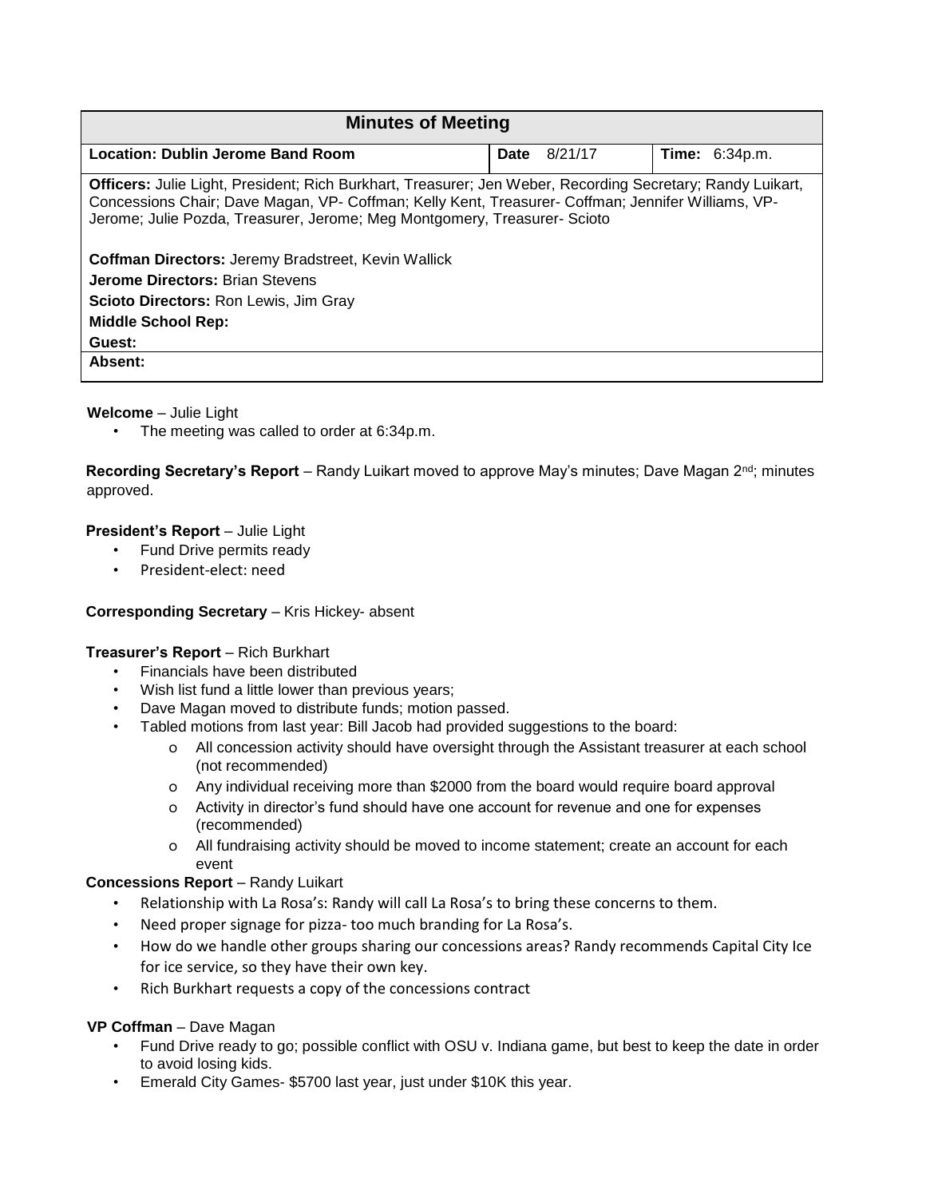| Minutes of Meeting | | |
|---|---|---|
| **Location: Dublin Jerome Band Room** | **Date** 8/21/17 | **Time:** 6:34p.m. |
| **Officers:** Julie Light, President; Rich Burkhart, Treasurer; Jen Weber, Recording Secretary; Randy Luikart, Concessions Chair; Dave Magan, VP- Coffman; Kelly Kent, Treasurer- Coffman; Jennifer Williams, VP-Jerome; Julie Pozda, Treasurer, Jerome; Meg Montgomery, Treasurer- Scioto<br><br>**Coffman Directors:** Jeremy Bradstreet, Kevin Wallick<br>**Jerome Directors:** Brian Stevens<br>**Scioto Directors:** Ron Lewis, Jim Gray<br>**Middle School Rep:**<br>**Guest:** | | |
| **Absent:** | | |

**Welcome** – Julie Light

- The meeting was called to order at 6:34p.m.

**Recording Secretary's Report** – Randy Luikart moved to approve May's minutes; Dave Magan 2nd; minutes approved.

**President's Report** – Julie Light

- Fund Drive permits ready
- President-elect: need

**Corresponding Secretary** – Kris Hickey- absent

**Treasurer's Report** – Rich Burkhart

- Financials have been distributed
- Wish list fund a little lower than previous years;
- Dave Magan moved to distribute funds; motion passed.
- Tabled motions from last year: Bill Jacob had provided suggestions to the board:
  - All concession activity should have oversight through the Assistant treasurer at each school (not recommended)
  - Any individual receiving more than $2000 from the board would require board approval
  - Activity in director's fund should have one account for revenue and one for expenses (recommended)
  - All fundraising activity should be moved to income statement; create an account for each event

**Concessions Report** – Randy Luikart

- Relationship with La Rosa's: Randy will call La Rosa's to bring these concerns to them.
- Need proper signage for pizza- too much branding for La Rosa's.
- How do we handle other groups sharing our concessions areas? Randy recommends Capital City Ice for ice service, so they have their own key.
- Rich Burkhart requests a copy of the concessions contract

**VP Coffman** – Dave Magan

- Fund Drive ready to go; possible conflict with OSU v. Indiana game, but best to keep the date in order to avoid losing kids.
- Emerald City Games- $5700 last year, just under $10K this year.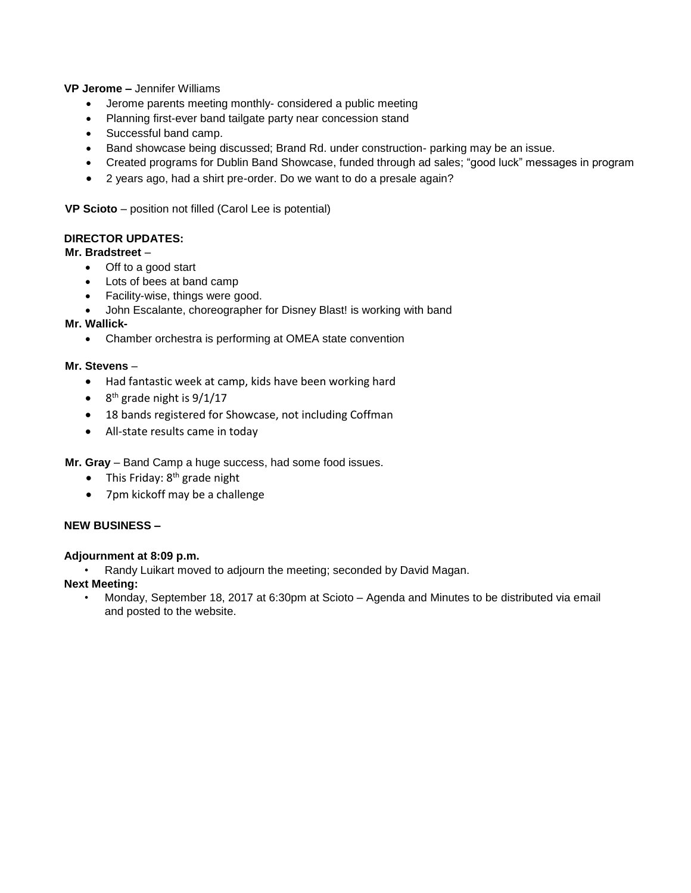**VP Jerome –** Jennifer Williams

- Jerome parents meeting monthly- considered a public meeting
- Planning first-ever band tailgate party near concession stand
- Successful band camp.
- Band showcase being discussed; Brand Rd. under construction- parking may be an issue.
- Created programs for Dublin Band Showcase, funded through ad sales; "good luck" messages in program
- 2 years ago, had a shirt pre-order. Do we want to do a presale again?

**VP Scioto** – position not filled (Carol Lee is potential)

**DIRECTOR UPDATES:**

**Mr. Bradstreet** –

- Off to a good start
- Lots of bees at band camp
- Facility-wise, things were good.
- John Escalante, choreographer for Disney Blast! is working with band

**Mr. Wallick-**

- Chamber orchestra is performing at OMEA state convention

**Mr. Stevens** –

- Had fantastic week at camp, kids have been working hard
- 8th grade night is 9/1/17
- 18 bands registered for Showcase, not including Coffman
- All-state results came in today

**Mr. Gray** – Band Camp a huge success, had some food issues.

- This Friday: 8th grade night
- 7pm kickoff may be a challenge

**NEW BUSINESS –**

**Adjournment at 8:09 p.m.**

- Randy Luikart moved to adjourn the meeting; seconded by David Magan.

**Next Meeting:**

- Monday, September 18, 2017 at 6:30pm at Scioto – Agenda and Minutes to be distributed via email and posted to the website.